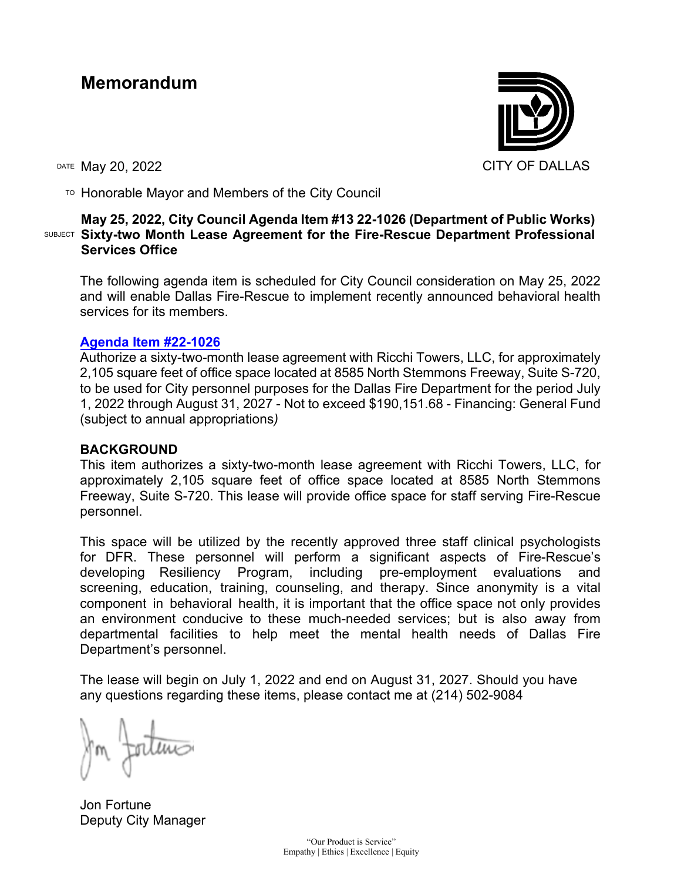# Memorandum

CITY OF DALLAS

DATE May 20, 2022

TO Honorable Mayor and Members of the City Council

SUBJECT **May 25, 2022, City Council Agenda Item #13 22-1026 (Department of Public Works) Sixty-two Month Lease Agreement for the Fire-Rescue Department Professional Services Office**

The following agenda item is scheduled for City Council consideration on May 25, 2022 and will enable Dallas Fire-Rescue to implement recently announced behavioral health services for its members.

**Agenda Item #22-1026**
Authorize a sixty-two-month lease agreement with Ricchi Towers, LLC, for approximately 2,105 square feet of office space located at 8585 North Stemmons Freeway, Suite S-720, to be used for City personnel purposes for the Dallas Fire Department for the period July 1, 2022 through August 31, 2027 - Not to exceed $190,151.68 - Financing: General Fund (subject to annual appropriations*)*

**BACKGROUND**
This item authorizes a sixty-two-month lease agreement with Ricchi Towers, LLC, for approximately 2,105 square feet of office space located at 8585 North Stemmons Freeway, Suite S-720. This lease will provide office space for staff serving Fire-Rescue personnel.

This space will be utilized by the recently approved three staff clinical psychologists for DFR. These personnel will perform a significant aspects of Fire-Rescue's developing Resiliency Program, including pre-employment evaluations and screening, education, training, counseling, and therapy. Since anonymity is a vital component in behavioral health, it is important that the office space not only provides an environment conducive to these much-needed services; but is also away from departmental facilities to help meet the mental health needs of Dallas Fire Department's personnel.

The lease will begin on July 1, 2022 and end on August 31, 2027. Should you have any questions regarding these items, please contact me at (214) 502-9084

Jon Fortune
Deputy City Manager

"Our Product is Service"
Empathy | Ethics | Excellence | Equity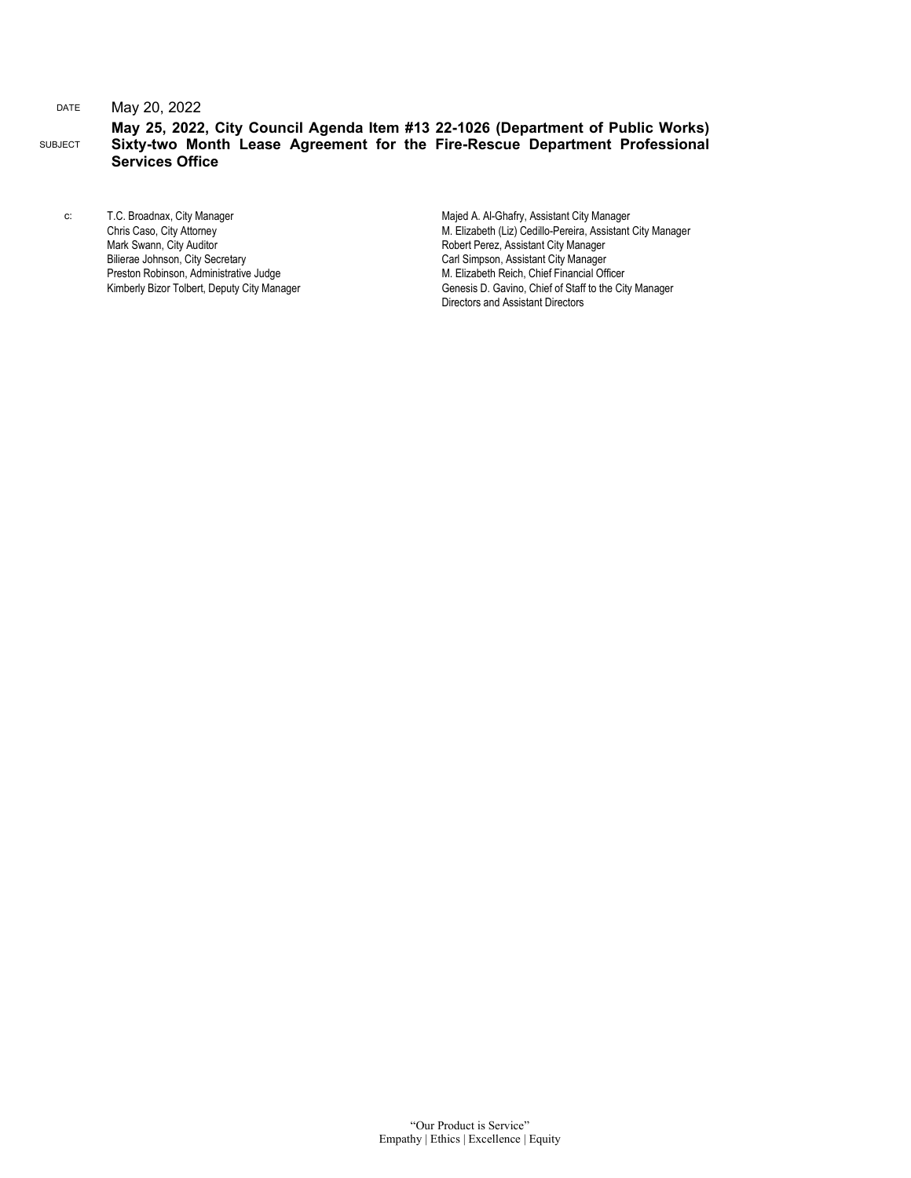DATE May 20, 2022

SUBJECT **May 25, 2022, City Council Agenda Item #13 22-1026 (Department of Public Works) Sixty-two Month Lease Agreement for the Fire-Rescue Department Professional Services Office**

c: T.C. Broadnax, City Manager
Chris Caso, City Attorney
Mark Swann, City Auditor
Bilierae Johnson, City Secretary
Preston Robinson, Administrative Judge
Kimberly Bizor Tolbert, Deputy City Manager
Majed A. Al-Ghafry, Assistant City Manager
M. Elizabeth (Liz) Cedillo-Pereira, Assistant City Manager
Robert Perez, Assistant City Manager
Carl Simpson, Assistant City Manager
M. Elizabeth Reich, Chief Financial Officer
Genesis D. Gavino, Chief of Staff to the City Manager
Directors and Assistant Directors

"Our Product is Service"
Empathy | Ethics | Excellence | Equity